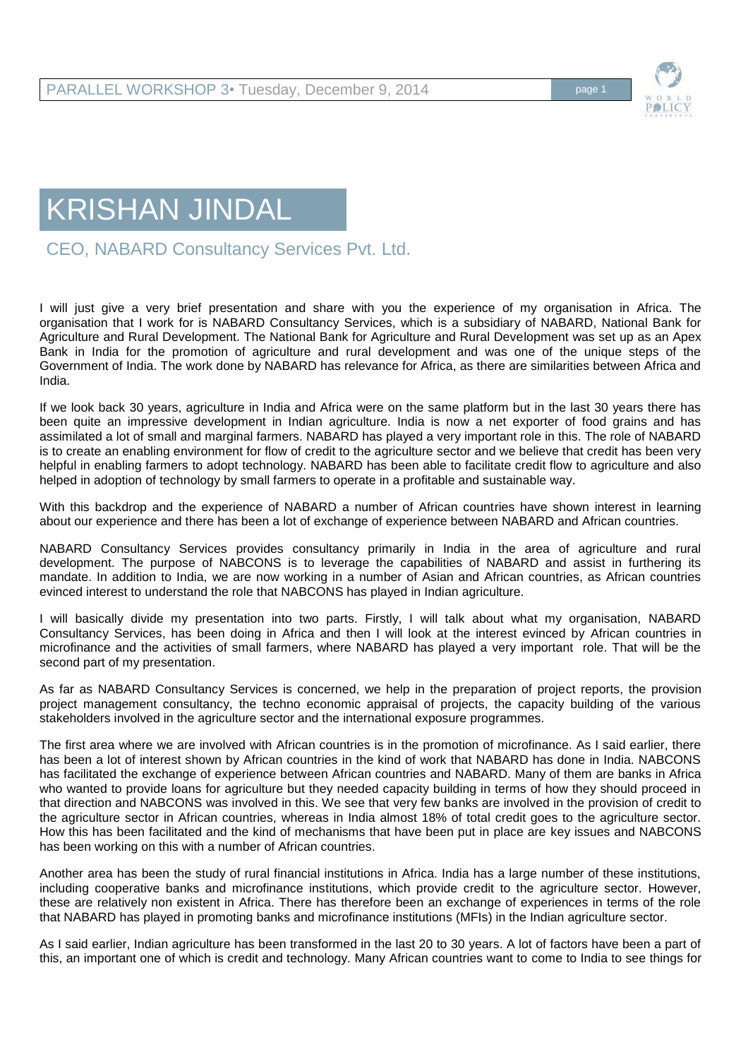# KRISHAN JINDAL

## CEO, NABARD Consultancy Services Pvt. Ltd.

I will just give a very brief presentation and share with you the experience of my organisation in Africa. The organisation that I work for is NABARD Consultancy Services, which is a subsidiary of NABARD, National Bank for Agriculture and Rural Development. The National Bank for Agriculture and Rural Development was set up as an Apex Bank in India for the promotion of agriculture and rural development and was one of the unique steps of the Government of India. The work done by NABARD has relevance for Africa, as there are similarities between Africa and India.

If we look back 30 years, agriculture in India and Africa were on the same platform but in the last 30 years there has been quite an impressive development in Indian agriculture. India is now a net exporter of food grains and has assimilated a lot of small and marginal farmers. NABARD has played a very important role in this. The role of NABARD is to create an enabling environment for flow of credit to the agriculture sector and we believe that credit has been very helpful in enabling farmers to adopt technology. NABARD has been able to facilitate credit flow to agriculture and also helped in adoption of technology by small farmers to operate in a profitable and sustainable way.

With this backdrop and the experience of NABARD a number of African countries have shown interest in learning about our experience and there has been a lot of exchange of experience between NABARD and African countries.

NABARD Consultancy Services provides consultancy primarily in India in the area of agriculture and rural development. The purpose of NABCONS is to leverage the capabilities of NABARD and assist in furthering its mandate. In addition to India, we are now working in a number of Asian and African countries, as African countries evinced interest to understand the role that NABCONS has played in Indian agriculture.

I will basically divide my presentation into two parts. Firstly, I will talk about what my organisation, NABARD Consultancy Services, has been doing in Africa and then I will look at the interest evinced by African countries in microfinance and the activities of small farmers, where NABARD has played a very important role. That will be the second part of my presentation.

As far as NABARD Consultancy Services is concerned, we help in the preparation of project reports, the provision project management consultancy, the techno economic appraisal of projects, the capacity building of the various stakeholders involved in the agriculture sector and the international exposure programmes.

The first area where we are involved with African countries is in the promotion of microfinance. As I said earlier, there has been a lot of interest shown by African countries in the kind of work that NABARD has done in India. NABCONS has facilitated the exchange of experience between African countries and NABARD. Many of them are banks in Africa who wanted to provide loans for agriculture but they needed capacity building in terms of how they should proceed in that direction and NABCONS was involved in this. We see that very few banks are involved in the provision of credit to the agriculture sector in African countries, whereas in India almost 18% of total credit goes to the agriculture sector. How this has been facilitated and the kind of mechanisms that have been put in place are key issues and NABCONS has been working on this with a number of African countries.

Another area has been the study of rural financial institutions in Africa. India has a large number of these institutions, including cooperative banks and microfinance institutions, which provide credit to the agriculture sector. However, these are relatively non existent in Africa. There has therefore been an exchange of experiences in terms of the role that NABARD has played in promoting banks and microfinance institutions (MFIs) in the Indian agriculture sector.

As I said earlier, Indian agriculture has been transformed in the last 20 to 30 years. A lot of factors have been a part of this, an important one of which is credit and technology. Many African countries want to come to India to see things for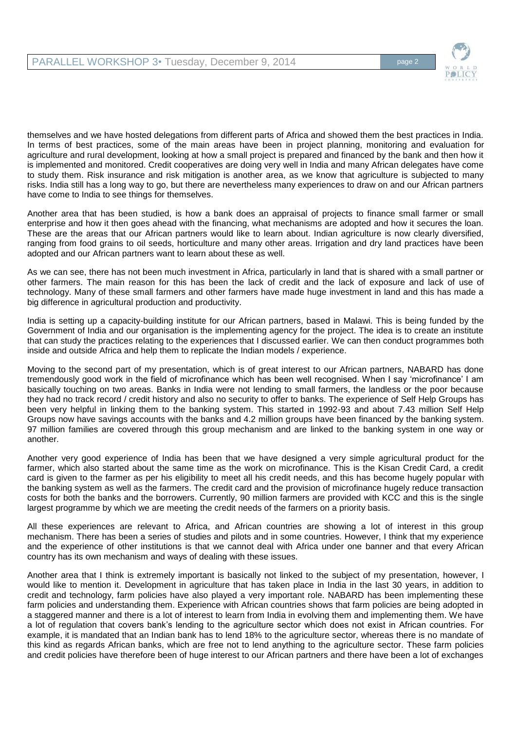themselves and we have hosted delegations from different parts of Africa and showed them the best practices in India. In terms of best practices, some of the main areas have been in project planning, monitoring and evaluation for agriculture and rural development, looking at how a small project is prepared and financed by the bank and then how it is implemented and monitored. Credit cooperatives are doing very well in India and many African delegates have come to study them. Risk insurance and risk mitigation is another area, as we know that agriculture is subjected to many risks. India still has a long way to go, but there are nevertheless many experiences to draw on and our African partners have come to India to see things for themselves.

Another area that has been studied, is how a bank does an appraisal of projects to finance small farmer or small enterprise and how it then goes ahead with the financing, what mechanisms are adopted and how it secures the loan. These are the areas that our African partners would like to learn about. Indian agriculture is now clearly diversified, ranging from food grains to oil seeds, horticulture and many other areas. Irrigation and dry land practices have been adopted and our African partners want to learn about these as well.

As we can see, there has not been much investment in Africa, particularly in land that is shared with a small partner or other farmers. The main reason for this has been the lack of credit and the lack of exposure and lack of use of technology. Many of these small farmers and other farmers have made huge investment in land and this has made a big difference in agricultural production and productivity.

India is setting up a capacity-building institute for our African partners, based in Malawi. This is being funded by the Government of India and our organisation is the implementing agency for the project. The idea is to create an institute that can study the practices relating to the experiences that I discussed earlier. We can then conduct programmes both inside and outside Africa and help them to replicate the Indian models / experience.

Moving to the second part of my presentation, which is of great interest to our African partners, NABARD has done tremendously good work in the field of microfinance which has been well recognised. When I say 'microfinance' I am basically touching on two areas. Banks in India were not lending to small farmers, the landless or the poor because they had no track record / credit history and also no security to offer to banks. The experience of Self Help Groups has been very helpful in linking them to the banking system. This started in 1992-93 and about 7.43 million Self Help Groups now have savings accounts with the banks and 4.2 million groups have been financed by the banking system. 97 million families are covered through this group mechanism and are linked to the banking system in one way or another.

Another very good experience of India has been that we have designed a very simple agricultural product for the farmer, which also started about the same time as the work on microfinance. This is the Kisan Credit Card, a credit card is given to the farmer as per his eligibility to meet all his credit needs, and this has become hugely popular with the banking system as well as the farmers. The credit card and the provision of microfinance hugely reduce transaction costs for both the banks and the borrowers. Currently, 90 million farmers are provided with KCC and this is the single largest programme by which we are meeting the credit needs of the farmers on a priority basis.

All these experiences are relevant to Africa, and African countries are showing a lot of interest in this group mechanism. There has been a series of studies and pilots and in some countries. However, I think that my experience and the experience of other institutions is that we cannot deal with Africa under one banner and that every African country has its own mechanism and ways of dealing with these issues.

Another area that I think is extremely important is basically not linked to the subject of my presentation, however, I would like to mention it. Development in agriculture that has taken place in India in the last 30 years, in addition to credit and technology, farm policies have also played a very important role. NABARD has been implementing these farm policies and understanding them. Experience with African countries shows that farm policies are being adopted in a staggered manner and there is a lot of interest to learn from India in evolving them and implementing them. We have a lot of regulation that covers bank's lending to the agriculture sector which does not exist in African countries. For example, it is mandated that an Indian bank has to lend 18% to the agriculture sector, whereas there is no mandate of this kind as regards African banks, which are free not to lend anything to the agriculture sector. These farm policies and credit policies have therefore been of huge interest to our African partners and there have been a lot of exchanges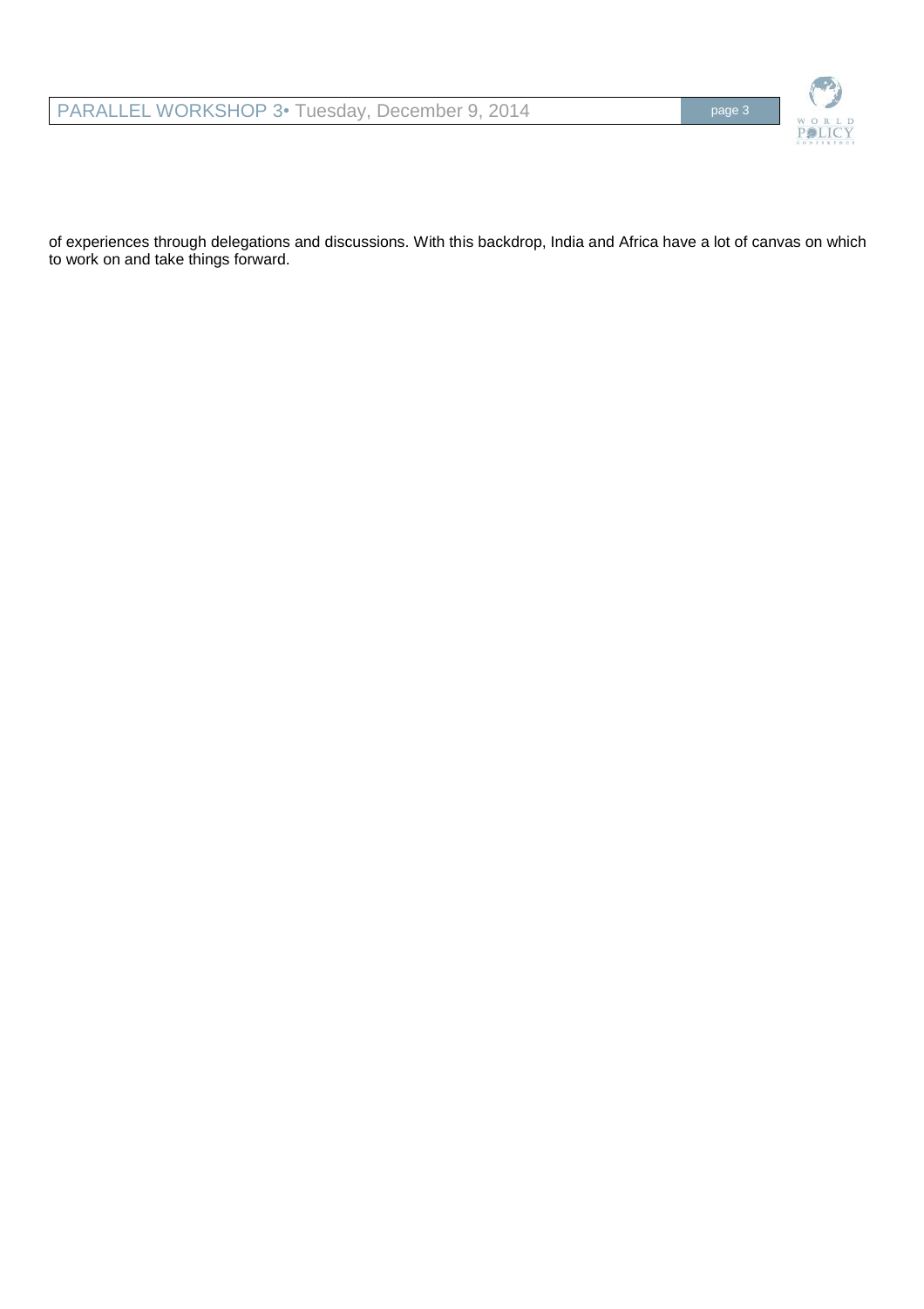of experiences through delegations and discussions. With this backdrop, India and Africa have a lot of canvas on which to work on and take things forward.